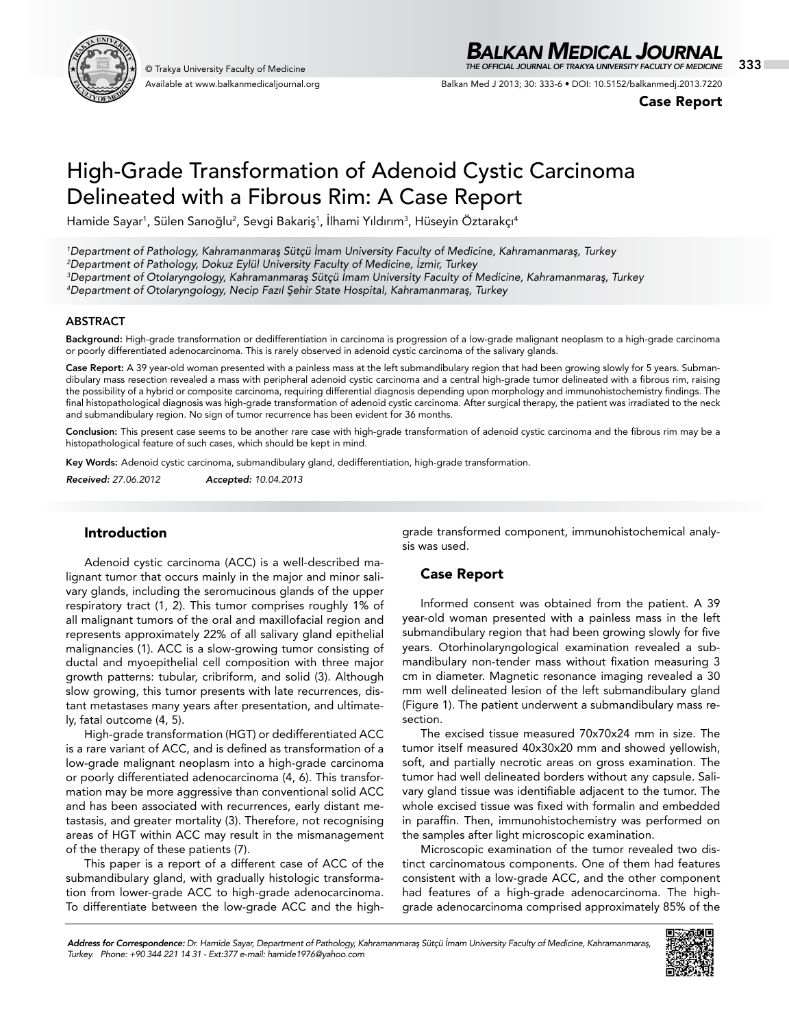Case Report

# High-Grade Transformation of Adenoid Cystic Carcinoma Delineated with a Fibrous Rim: A Case Report

Hamide Sayar[1], Sülen Sarıoğlu[2], Sevgi Bakariş[1], İlhami Yıldırım[3], Hüseyin Öztarakçı[4]

[1]*Department of Pathology, Kahramanmaraş Sütçü İmam University Faculty of Medicine, Kahramanmaraş, Turkey*
[2]*Department of Pathology, Dokuz Eylül University Faculty of Medicine, İzmir, Turkey*
[3]*Department of Otolaryngology, Kahramanmaraş Sütçü İmam University Faculty of Medicine, Kahramanmaraş, Turkey*
[4]*Department of Otolaryngology, Necip Fazıl Şehir State Hospital, Kahramanmaraş, Turkey*

## ABSTRACT

**Background:** High-grade transformation or dedifferentiation in carcinoma is progression of a low-grade malignant neoplasm to a high-grade carcinoma or poorly differentiated adenocarcinoma. This is rarely observed in adenoid cystic carcinoma of the salivary glands.

**Case Report:** A 39 year-old woman presented with a painless mass at the left submandibulary region that had been growing slowly for 5 years. Submandibulary mass resection revealed a mass with peripheral adenoid cystic carcinoma and a central high-grade tumor delineated with a fibrous rim, raising the possibility of a hybrid or composite carcinoma, requiring differential diagnosis depending upon morphology and immunohistochemistry findings. The final histopathological diagnosis was high-grade transformation of adenoid cystic carcinoma. After surgical therapy, the patient was irradiated to the neck and submandibulary region. No sign of tumor recurrence has been evident for 36 months.

**Conclusion:** This present case seems to be another rare case with high-grade transformation of adenoid cystic carcinoma and the fibrous rim may be a histopathological feature of such cases, which should be kept in mind.

**Key Words:** Adenoid cystic carcinoma, submandibulary gland, dedifferentiation, high-grade transformation.

*Received: 27.06.2012* *Accepted: 10.04.2013*

## Introduction

Adenoid cystic carcinoma (ACC) is a well-described malignant tumor that occurs mainly in the major and minor salivary glands, including the seromucinous glands of the upper respiratory tract (1, 2). This tumor comprises roughly 1% of all malignant tumors of the oral and maxillofacial region and represents approximately 22% of all salivary gland epithelial malignancies (1). ACC is a slow-growing tumor consisting of ductal and myoepithelial cell composition with three major growth patterns: tubular, cribriform, and solid (3). Although slow growing, this tumor presents with late recurrences, distant metastases many years after presentation, and ultimately, fatal outcome (4, 5).

High-grade transformation (HGT) or dedifferentiated ACC is a rare variant of ACC, and is defined as transformation of a low-grade malignant neoplasm into a high-grade carcinoma or poorly differentiated adenocarcinoma (4, 6). This transformation may be more aggressive than conventional solid ACC and has been associated with recurrences, early distant metastasis, and greater mortality (3). Therefore, not recognising areas of HGT within ACC may result in the mismanagement of the therapy of these patients (7).

This paper is a report of a different case of ACC of the submandibular gland, with gradually histologic transformation from lower-grade ACC to high-grade adenocarcinoma. To differentiate between the low-grade ACC and the high-grade transformed component, immunohistochemical analysis was used.

## Case Report

Informed consent was obtained from the patient. A 39 year-old woman presented with a painless mass in the left submandibulary region that had been growing slowly for five years. Otorhinolaryngological examination revealed a submandibulary non-tender mass without fixation measuring 3 cm in diameter. Magnetic resonance imaging revealed a 30 mm well delineated lesion of the left submandibulary gland (Figure 1). The patient underwent a submandibulary mass resection.

The excised tissue measured 70x70x24 mm in size. The tumor itself measured 40x30x20 mm and showed yellowish, soft, and partially necrotic areas on gross examination. The tumor had well delineated borders without any capsule. Salivary gland tissue was identifiable adjacent to the tumor. The whole excised tissue was fixed with formalin and embedded in paraffin. Then, immunohistochemistry was performed on the samples after light microscopic examination.

Microscopic examination of the tumor revealed two distinct carcinomatous components. One of them had features consistent with a low-grade ACC, and the other component had features of a high-grade adenocarcinoma. The high-grade adenocarcinoma comprised approximately 85% of the

***Address for Correspondence:** Dr. Hamide Sayar, Department of Pathology, Kahramanmaraş Sütçü İmam University Faculty of Medicine, Kahramanmaraş, Turkey. Phone: +90 344 221 14 31 - Ext:377 e-mail: hamide1976@yahoo.com*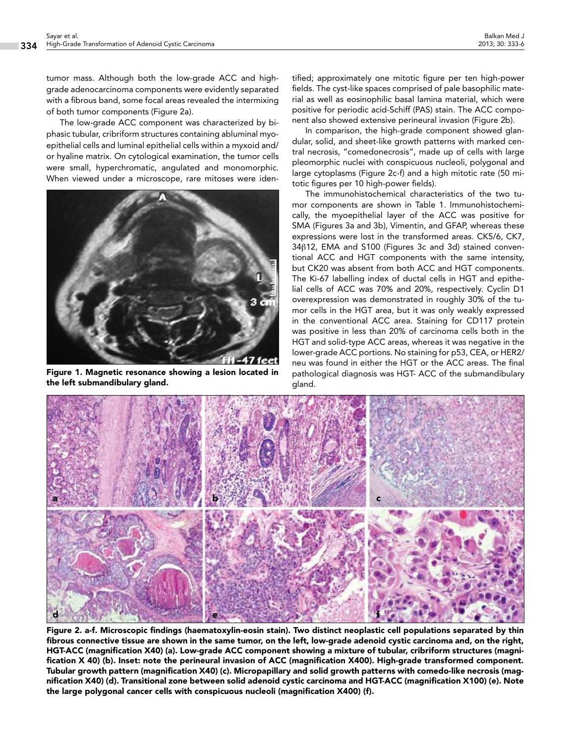tumor mass. Although both the low-grade ACC and high-grade adenocarcinoma components were evidently separated with a fibrous band, some focal areas revealed the intermixing of both tumor components (Figure 2a).

The low-grade ACC component was characterized by biphasic tubular, cribriform structures containing abluminal myoepithelial cells and luminal epithelial cells within a myxoid and/or hyaline matrix. On cytological examination, the tumor cells were small, hyperchromatic, angulated and monomorphic. When viewed under a microscope, rare mitoses were identified; approximately one mitotic figure per ten high-power fields. The cyst-like spaces comprised of pale basophilic material as well as eosinophilic basal lamina material, which were positive for periodic acid-Schiff (PAS) stain. The ACC component also showed extensive perineural invasion (Figure 2b).

**Figure 1. Magnetic resonance showing a lesion located in the left submandibulary gland.**

In comparison, the high-grade component showed glandular, solid, and sheet-like growth patterns with marked central necrosis, "comedonecrosis", made up of cells with large pleomorphic nuclei with conspicuous nucleoli, polygonal and large cytoplasms (Figure 2c-f) and a high mitotic rate (50 mitotic figures per 10 high-power fields).

The immunohistochemical characteristics of the two tumor components are shown in Table 1. Immunohistochemically, the myoepithelial layer of the ACC was positive for SMA (Figures 3a and 3b), Vimentin, and GFAP, whereas these expressions were lost in the transformed areas. CK5/6, CK7, 34β12, EMA and S100 (Figures 3c and 3d) stained conventional ACC and HGT components with the same intensity, but CK20 was absent from both ACC and HGT components. The Ki-67 labelling index of ductal cells in HGT and epithelial cells of ACC was 70% and 20%, respectively. Cyclin D1 overexpression was demonstrated in roughly 30% of the tumor cells in the HGT area, but it was only weakly expressed in the conventional ACC area. Staining for CD117 protein was positive in less than 20% of carcinoma cells both in the HGT and solid-type ACC areas, whereas it was negative in the lower-grade ACC portions. No staining for p53, CEA, or HER2/neu was found in either the HGT or the ACC areas. The final pathological diagnosis was HGT- ACC of the submandibulary gland.

**Figure 2. a-f. Microscopic findings (haematoxylin-eosin stain). Two distinct neoplastic cell populations separated by thin fibrous connective tissue are shown in the same tumor, on the left, low-grade adenoid cystic carcinoma and, on the right, HGT-ACC (magnification X40) (a). Low-grade ACC component showing a mixture of tubular, cribriform structures (magnification X 40) (b). Inset: note the perineural invasion of ACC (magnification X400). High-grade transformed component. Tubular growth pattern (magnification X40) (c). Micropapillary and solid growth patterns with comedo-like necrosis (magnification X40) (d). Transitional zone between solid adenoid cystic carcinoma and HGT-ACC (magnification X100) (e). Note the large polygonal cancer cells with conspicuous nucleoli (magnification X400) (f).**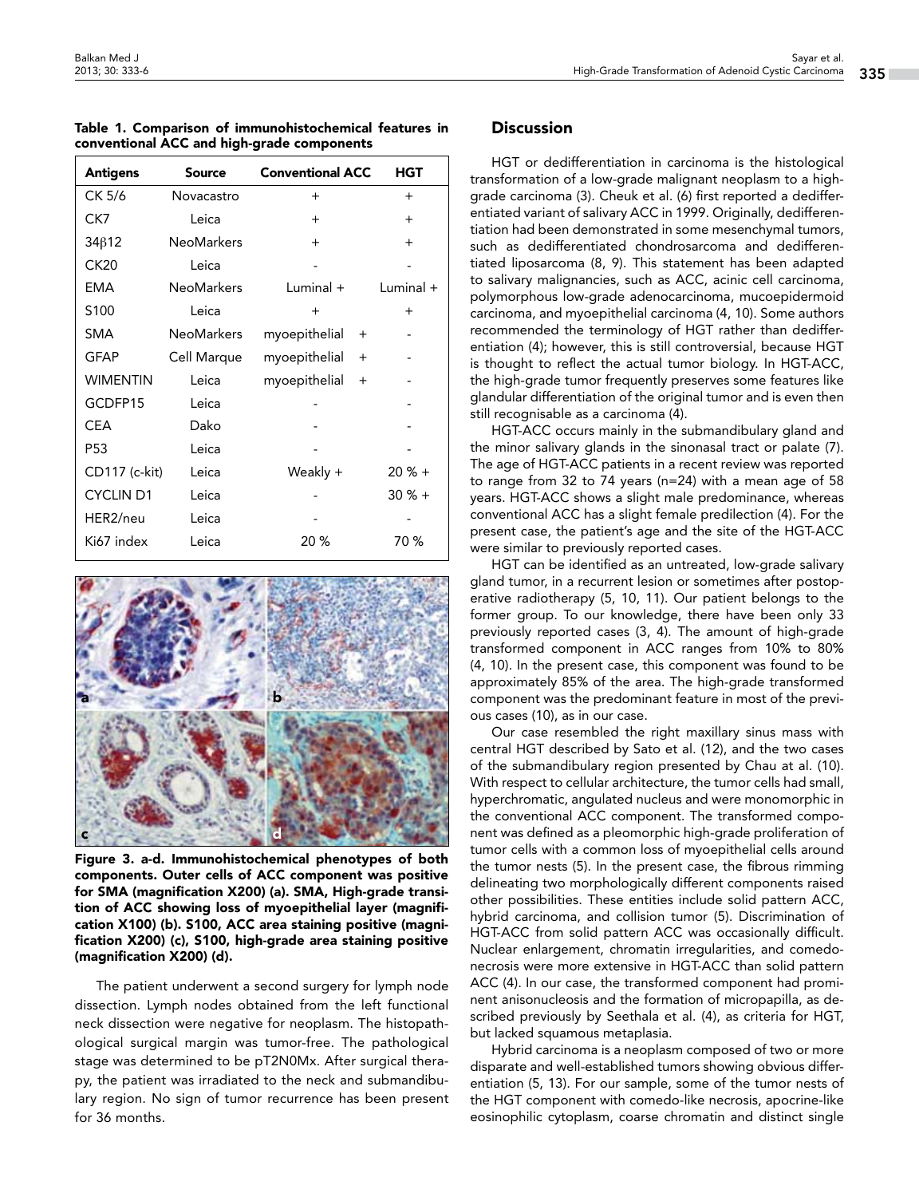**Table 1. Comparison of immunohistochemical features in conventional ACC and high-grade components**

| Antigens | Source | Conventional ACC | HGT |
|---|---|---|---|
| CK 5/6 | Novacastro | + | + |
| CK7 | Leica | + | + |
| 34β12 | NeoMarkers | + | + |
| CK20 | Leica | - | - |
| EMA | NeoMarkers | Luminal + | Luminal + |
| S100 | Leica | + | + |
| SMA | NeoMarkers | myoepithelial + | - |
| GFAP | Cell Marque | myoepithelial + | - |
| WIMENTIN | Leica | myoepithelial + | - |
| GCDFP15 | Leica | - | - |
| CEA | Dako | - | - |
| P53 | Leica | - | - |
| CD117 (c-kit) | Leica | Weakly + | 20 % + |
| CYCLIN D1 | Leica | - | 30 % + |
| HER2/neu | Leica | - | - |
| Ki67 index | Leica | 20 % | 70 % |

**Figure 3. a-d. Immunohistochemical phenotypes of both components. Outer cells of ACC component was positive for SMA (magnification X200) (a). SMA, High-grade transition of ACC showing loss of myoepithelial layer (magnification X100) (b). S100, ACC area staining positive (magnification X200) (c), S100, high-grade area staining positive (magnification X200) (d).**

The patient underwent a second surgery for lymph node dissection. Lymph nodes obtained from the left functional neck dissection were negative for neoplasm. The histopathological surgical margin was tumor-free. The pathological stage was determined to be pT2N0Mx. After surgical therapy, the patient was irradiated to the neck and submandibulary region. No sign of tumor recurrence has been present for 36 months.

## Discussion

HGT or dedifferentiation in carcinoma is the histological transformation of a low-grade malignant neoplasm to a high-grade carcinoma (3). Cheuk et al. (6) first reported a dedifferentiated variant of salivary ACC in 1999. Originally, dedifferentiation had been demonstrated in some mesenchymal tumors, such as dedifferentiated chondrosarcoma and dedifferentiated liposarcoma (8, 9). This statement has been adapted to salivary malignancies, such as ACC, acinic cell carcinoma, polymorphous low-grade adenocarcinoma, mucoepidermoid carcinoma, and myoepithelial carcinoma (4, 10). Some authors recommended the terminology of HGT rather than dedifferentiation (4); however, this is still controversial, because HGT is thought to reflect the actual tumor biology. In HGT-ACC, the high-grade tumor frequently preserves some features like glandular differentiation of the original tumor and is even then still recognisable as a carcinoma (4).

HGT-ACC occurs mainly in the submandibulary gland and the minor salivary glands in the sinonasal tract or palate (7). The age of HGT-ACC patients in a recent review was reported to range from 32 to 74 years (n=24) with a mean age of 58 years. HGT-ACC shows a slight male predominance, whereas conventional ACC has a slight female predilection (4). For the present case, the patient's age and the site of the HGT-ACC were similar to previously reported cases.

HGT can be identified as an untreated, low-grade salivary gland tumor, in a recurrent lesion or sometimes after postoperative radiotherapy (5, 10, 11). Our patient belongs to the former group. To our knowledge, there have been only 33 previously reported cases (3, 4). The amount of high-grade transformed component in ACC ranges from 10% to 80% (4, 10). In the present case, this component was found to be approximately 85% of the area. The high-grade transformed component was the predominant feature in most of the previous cases (10), as in our case.

Our case resembled the right maxillary sinus mass with central HGT described by Sato et al. (12), and the two cases of the submandibulary region presented by Chau at al. (10). With respect to cellular architecture, the tumor cells had small, hyperchromatic, angulated nucleus and were monomorphic in the conventional ACC component. The transformed component was defined as a pleomorphic high-grade proliferation of tumor cells with a common loss of myoepithelial cells around the tumor nests (5). In the present case, the fibrous rimming delineating two morphologically different components raised other possibilities. These entities include solid pattern ACC, hybrid carcinoma, and collision tumor (5). Discrimination of HGT-ACC from solid pattern ACC was occasionally difficult. Nuclear enlargement, chromatin irregularities, and comedonecrosis were more extensive in HGT-ACC than solid pattern ACC (4). In our case, the transformed component had prominent anisonucleosis and the formation of micropapilla, as described previously by Seethala et al. (4), as criteria for HGT, but lacked squamous metaplasia.

Hybrid carcinoma is a neoplasm composed of two or more disparate and well-established tumors showing obvious differentiation (5, 13). For our sample, some of the tumor nests of the HGT component with comedo-like necrosis, apocrine-like eosinophilic cytoplasm, coarse chromatin and distinct single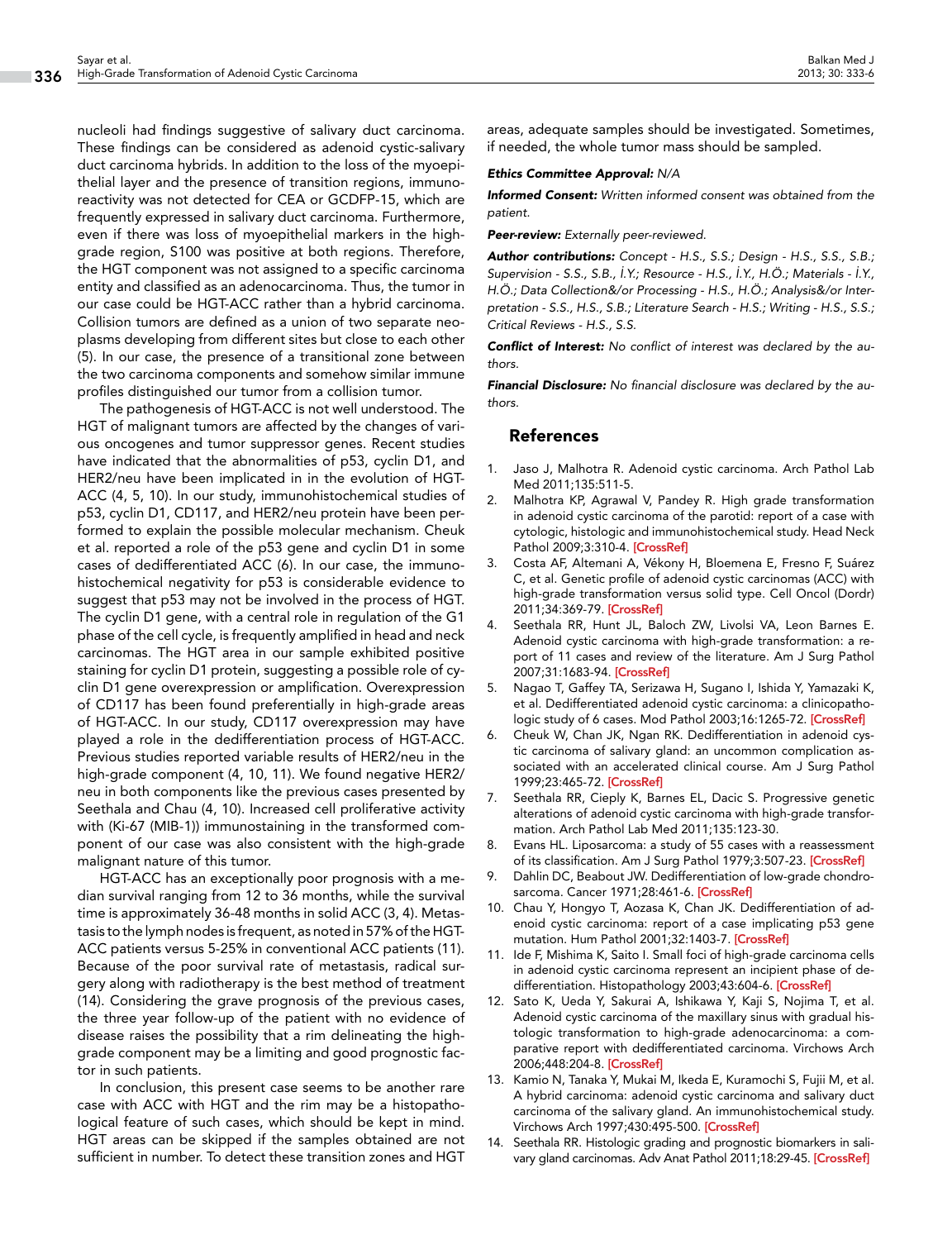nucleoli had findings suggestive of salivary duct carcinoma. These findings can be considered as adenoid cystic-salivary duct carcinoma hybrids. In addition to the loss of the myoepithelial layer and the presence of transition regions, immunoreactivity was not detected for CEA or GCDFP-15, which are frequently expressed in salivary duct carcinoma. Furthermore, even if there was loss of myoepithelial markers in the high-grade region, S100 was positive at both regions. Therefore, the HGT component was not assigned to a specific carcinoma entity and classified as an adenocarcinoma. Thus, the tumor in our case could be HGT-ACC rather than a hybrid carcinoma. Collision tumors are defined as a union of two separate neoplasms developing from different sites but close to each other (5). In our case, the presence of a transitional zone between the two carcinoma components and somehow similar immune profiles distinguished our tumor from a collision tumor.

The pathogenesis of HGT-ACC is not well understood. The HGT of malignant tumors are affected by the changes of various oncogenes and tumor suppressor genes. Recent studies have indicated that the abnormalities of p53, cyclin D1, and HER2/neu have been implicated in in the evolution of HGT-ACC (4, 5, 10). In our study, immunohistochemical studies of p53, cyclin D1, CD117, and HER2/neu protein have been performed to explain the possible molecular mechanism. Cheuk et al. reported a role of the p53 gene and cyclin D1 in some cases of dedifferentiated ACC (6). In our case, the immunohistochemical negativity for p53 is considerable evidence to suggest that p53 may not be involved in the process of HGT. The cyclin D1 gene, with a central role in regulation of the G1 phase of the cell cycle, is frequently amplified in head and neck carcinomas. The HGT area in our sample exhibited positive staining for cyclin D1 protein, suggesting a possible role of cyclin D1 gene overexpression or amplification. Overexpression of CD117 has been found preferentially in high-grade areas of HGT-ACC. In our study, CD117 overexpression may have played a role in the dedifferentiation process of HGT-ACC. Previous studies reported variable results of HER2/neu in the high-grade component (4, 10, 11). We found negative HER2/neu in both components like the previous cases presented by Seethala and Chau (4, 10). Increased cell proliferative activity with (Ki-67 (MIB-1)) immunostaining in the transformed component of our case was also consistent with the high-grade malignant nature of this tumor.

HGT-ACC has an exceptionally poor prognosis with a median survival ranging from 12 to 36 months, while the survival time is approximately 36-48 months in solid ACC (3, 4). Metastasis to the lymph nodes is frequent, as noted in 57% of the HGT-ACC patients versus 5-25% in conventional ACC patients (11). Because of the poor survival rate of metastasis, radical surgery along with radiotherapy is the best method of treatment (14). Considering the grave prognosis of the previous cases, the three year follow-up of the patient with no evidence of disease raises the possibility that a rim delineating the high-grade component may be a limiting and good prognostic factor in such patients.

In conclusion, this present case seems to be another rare case with ACC with HGT and the rim may be a histopathological feature of such cases, which should be kept in mind. HGT areas can be skipped if the samples obtained are not sufficient in number. To detect these transition zones and HGT areas, adequate samples should be investigated. Sometimes, if needed, the whole tumor mass should be sampled.

***Ethics Committee Approval:*** *N/A*

***Informed Consent:*** *Written informed consent was obtained from the patient.*

***Peer-review:*** *Externally peer-reviewed.*

***Author contributions:*** *Concept - H.S., S.S.; Design - H.S., S.S., S.B.; Supervision - S.S., S.B., İ.Y.; Resource - H.S., İ.Y., H.Ö.; Materials - İ.Y., H.Ö.; Data Collection&/or Processing - H.S., H.Ö.; Analysis&/or Interpretation - S.S., H.S., S.B.; Literature Search - H.S.; Writing - H.S., S.S.; Critical Reviews - H.S., S.S.*

***Conflict of Interest:*** *No conflict of interest was declared by the authors.*

***Financial Disclosure:*** *No financial disclosure was declared by the authors.*

## References

1. Jaso J, Malhotra R. Adenoid cystic carcinoma. Arch Pathol Lab Med 2011;135:511-5.
2. Malhotra KP, Agrawal V, Pandey R. High grade transformation in adenoid cystic carcinoma of the parotid: report of a case with cytologic, histologic and immunohistochemical study. Head Neck Pathol 2009;3:310-4. [CrossRef]
3. Costa AF, Altemani A, Vékony H, Bloemena E, Fresno F, Suárez C, et al. Genetic profile of adenoid cystic carcinomas (ACC) with high-grade transformation versus solid type. Cell Oncol (Dordr) 2011;34:369-79. [CrossRef]
4. Seethala RR, Hunt JL, Baloch ZW, Livolsi VA, Leon Barnes E. Adenoid cystic carcinoma with high-grade transformation: a report of 11 cases and review of the literature. Am J Surg Pathol 2007;31:1683-94. [CrossRef]
5. Nagao T, Gaffey TA, Serizawa H, Sugano I, Ishida Y, Yamazaki K, et al. Dedifferentiated adenoid cystic carcinoma: a clinicopathologic study of 6 cases. Mod Pathol 2003;16:1265-72. [CrossRef]
6. Cheuk W, Chan JK, Ngan RK. Dedifferentiation in adenoid cystic carcinoma of salivary gland: an uncommon complication associated with an accelerated clinical course. Am J Surg Pathol 1999;23:465-72. [CrossRef]
7. Seethala RR, Cieply K, Barnes EL, Dacic S. Progressive genetic alterations of adenoid cystic carcinoma with high-grade transformation. Arch Pathol Lab Med 2011;135:123-30.
8. Evans HL. Liposarcoma: a study of 55 cases with a reassessment of its classification. Am J Surg Pathol 1979;3:507-23. [CrossRef]
9. Dahlin DC, Beabout JW. Dedifferentiation of low-grade chondrosarcoma. Cancer 1971;28:461-6. [CrossRef]
10. Chau Y, Hongyo T, Aozasa K, Chan JK. Dedifferentiation of adenoid cystic carcinoma: report of a case implicating p53 gene mutation. Hum Pathol 2001;32:1403-7. [CrossRef]
11. Ide F, Mishima K, Saito I. Small foci of high-grade carcinoma cells in adenoid cystic carcinoma represent an incipient phase of dedifferentiation. Histopathology 2003;43:604-6. [CrossRef]
12. Sato K, Ueda Y, Sakurai A, Ishikawa Y, Kaji S, Nojima T, et al. Adenoid cystic carcinoma of the maxillary sinus with gradual histologic transformation to high-grade adenocarcinoma: a comparative report with dedifferentiated carcinoma. Virchows Arch 2006;448:204-8. [CrossRef]
13. Kamio N, Tanaka Y, Mukai M, Ikeda E, Kuramochi S, Fujii M, et al. A hybrid carcinoma: adenoid cystic carcinoma and salivary duct carcinoma of the salivary gland. An immunohistochemical study. Virchows Arch 1997;430:495-500. [CrossRef]
14. Seethala RR. Histologic grading and prognostic biomarkers in salivary gland carcinomas. Adv Anat Pathol 2011;18:29-45. [CrossRef]